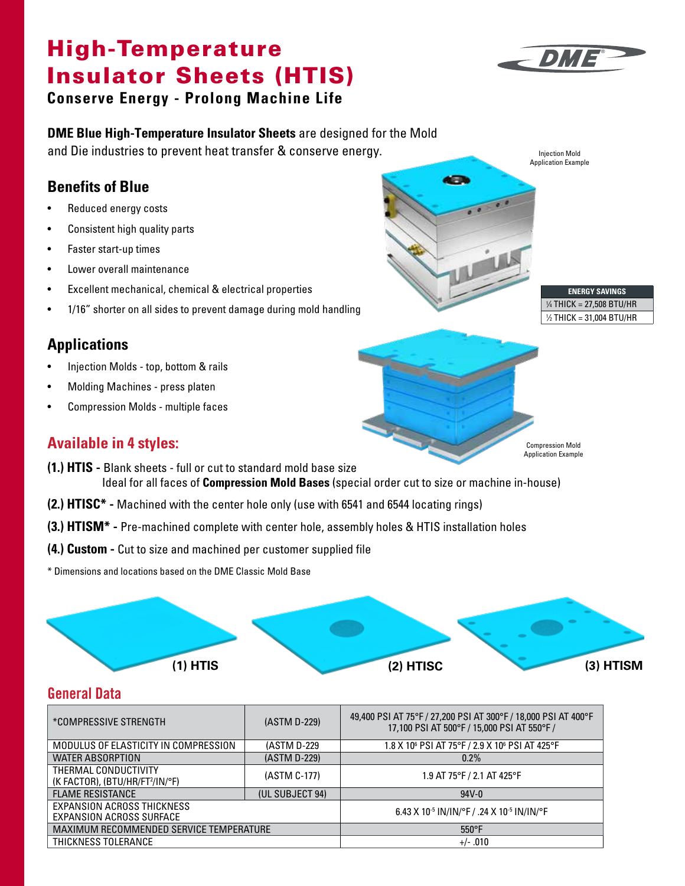# High-Temperature Insulator Sheets (HTIS)

### Conserve Energy - Prolong Machine Life

**DME Blue High-Temperature Insulator Sheets** are designed for the Mold and Die industries to prevent heat transfer & conserve energy.

Injection Mold Application Example

## Benefits of Blue

- Reduced energy costs
- Consistent high quality parts
- Faster start-up times
- Lower overall maintenance
- Excellent mechanical, chemical & electrical properties
- 1/16" shorter on all sides to prevent damage during mold handling

| ENERGY SAVINGS |
|---|
| ¼ THICK = 27,508 BTU/HR |
| ½ THICK = 31,004 BTU/HR |

## Applications

- Injection Molds - top, bottom & rails
- Molding Machines - press platen
- Compression Molds - multiple faces

Compression Mold Application Example

## Available in 4 styles:

**(1.) HTIS -** Blank sheets - full or cut to standard mold base size
Ideal for all faces of **Compression Mold Bases** (special order cut to size or machine in-house)

**(2.) HTISC\* -** Machined with the center hole only (use with 6541 and 6544 locating rings)

**(3.) HTISM\* -** Pre-machined complete with center hole, assembly holes & HTIS installation holes

**(4.) Custom -** Cut to size and machined per customer supplied file

\* Dimensions and locations based on the DME Classic Mold Base

**(1) HTIS** **(2) HTISC** **(3) HTISM**

## General Data

| | | |
|---|---|---|
| *COMPRESSIVE STRENGTH | (ASTM D-229) | 49,400 PSI AT 75°F / 27,200 PSI AT 300°F / 18,000 PSI AT 400°F 17,100 PSI AT 500°F / 15,000 PSI AT 550°F / |
| MODULUS OF ELASTICITY IN COMPRESSION | (ASTM D-229 | 1.8 X $10^6$ PSI AT 75°F / 2.9 X $10^6$ PSI AT 425°F |
| WATER ABSORPTION | (ASTM D-229) | 0.2% |
| THERMAL CONDUCTIVITY (K FACTOR), (BTU/HR/FT²/IN/°F) | (ASTM C-177) | 1.9 AT 75°F / 2.1 AT 425°F |
| FLAME RESISTANCE | (UL SUBJECT 94) | 94V-0 |
| EXPANSION ACROSS THICKNESS EXPANSION ACROSS SURFACE | | 6.43 X $10^{-5}$ IN/IN/°F / .24 X $10^{-5}$ IN/IN/°F |
| MAXIMUM RECOMMENDED SERVICE TEMPERATURE | | 550°F |
| THICKNESS TOLERANCE | | +/- .010 |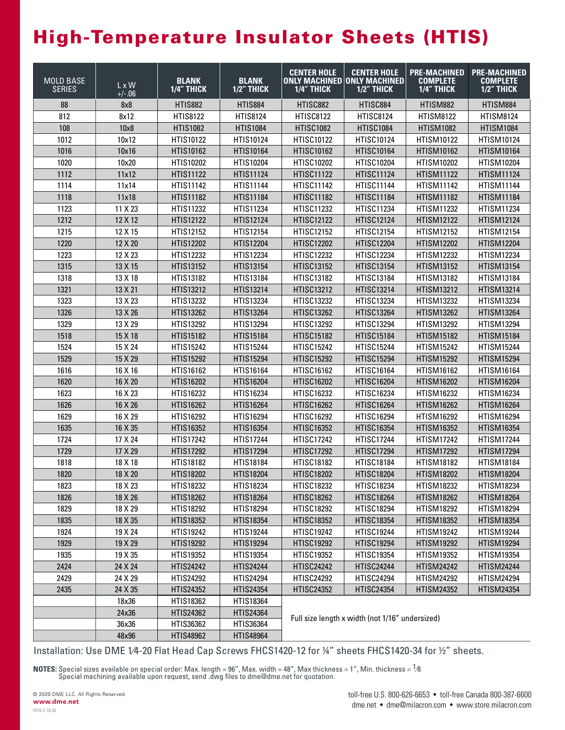# High-Temperature Insulator Sheets (HTIS)

| MOLD BASE SERIES | L x W +/-.06 | BLANK 1/4" THICK | BLANK 1/2" THICK | CENTER HOLE ONLY MACHINED 1/4" THICK | CENTER HOLE ONLY MACHINED 1/2" THICK | PRE-MACHINED COMPLETE 1/4" THICK | PRE-MACHINED COMPLETE 1/2" THICK |
|---|---|---|---|---|---|---|---|
| 88 | 8x8 | HTIS882 | HTIS884 | HTISC882 | HTISC884 | HTISM882 | HTISM884 |
| 812 | 8x12 | HTIS8122 | HTIS8124 | HTISC8122 | HTISC8124 | HTISM8122 | HTISM8124 |
| 108 | 10x8 | HTIS1082 | HTIS1084 | HTISC1082 | HTISC1084 | HTISM1082 | HTISM1084 |
| 1012 | 10x12 | HTIS10122 | HTIS10124 | HTISC10122 | HTISC10124 | HTISM10122 | HTISM10124 |
| 1016 | 10x16 | HTIS10162 | HTIS10164 | HTISC10162 | HTISC10164 | HTISM10162 | HTISM10164 |
| 1020 | 10x20 | HTIS10202 | HTIS10204 | HTISC10202 | HTISC10204 | HTISM10202 | HTISM10204 |
| 1112 | 11x12 | HTIS11122 | HTIS11124 | HTISC11122 | HTISC11124 | HTISM11122 | HTISM11124 |
| 1114 | 11x14 | HTIS11142 | HTIS11144 | HTISC11142 | HTISC11144 | HTISM11142 | HTISM11144 |
| 1118 | 11x18 | HTIS11182 | HTIS11184 | HTISC11182 | HTISC11184 | HTISM11182 | HTISM11184 |
| 1123 | 11 X 23 | HTIS11232 | HTIS11234 | HTISC11232 | HTISC11234 | HTISM11232 | HTISM11234 |
| 1212 | 12 X 12 | HTIS12122 | HTIS12124 | HTISC12122 | HTISC12124 | HTISM12122 | HTISM12124 |
| 1215 | 12 X 15 | HTIS12152 | HTIS12154 | HTISC12152 | HTISC12154 | HTISM12152 | HTISM12154 |
| 1220 | 12 X 20 | HTIS12202 | HTIS12204 | HTISC12202 | HTISC12204 | HTISM12202 | HTISM12204 |
| 1223 | 12 X 23 | HTIS12232 | HTIS12234 | HTISC12232 | HTISC12234 | HTISM12232 | HTISM12234 |
| 1315 | 13 X 15 | HTIS13152 | HTIS13154 | HTISC13152 | HTISC13154 | HTISM13152 | HTISM13154 |
| 1318 | 13 X 18 | HTIS13182 | HTIS13184 | HTISC13182 | HTISC13184 | HTISM13182 | HTISM13184 |
| 1321 | 13 X 21 | HTIS13212 | HTIS13214 | HTISC13212 | HTISC13214 | HTISM13212 | HTISM13214 |
| 1323 | 13 X 23 | HTIS13232 | HTIS13234 | HTISC13232 | HTISC13234 | HTISM13232 | HTISM13234 |
| 1326 | 13 X 26 | HTIS13262 | HTIS13264 | HTISC13262 | HTISC13264 | HTISM13262 | HTISM13264 |
| 1329 | 13 X 29 | HTIS13292 | HTIS13294 | HTISC13292 | HTISC13294 | HTISM13292 | HTISM13294 |
| 1518 | 15 X 18 | HTIS15182 | HTIS15184 | HTISC15182 | HTISC15184 | HTISM15182 | HTISM15184 |
| 1524 | 15 X 24 | HTIS15242 | HTIS15244 | HTISC15242 | HTISC15244 | HTISM15242 | HTISM15244 |
| 1529 | 15 X 29 | HTIS15292 | HTIS15294 | HTISC15292 | HTISC15294 | HTISM15292 | HTISM15294 |
| 1616 | 16 X 16 | HTIS16162 | HTIS16164 | HTISC16162 | HTISC16164 | HTISM16162 | HTISM16164 |
| 1620 | 16 X 20 | HTIS16202 | HTIS16204 | HTISC16202 | HTISC16204 | HTISM16202 | HTISM16204 |
| 1623 | 16 X 23 | HTIS16232 | HTIS16234 | HTISC16232 | HTISC16234 | HTISM16232 | HTISM16234 |
| 1626 | 16 X 26 | HTIS16262 | HTIS16264 | HTISC16262 | HTISC16264 | HTISM16262 | HTISM16264 |
| 1629 | 16 X 29 | HTIS16292 | HTIS16294 | HTISC16292 | HTISC16294 | HTISM16292 | HTISM16294 |
| 1635 | 16 X 35 | HTIS16352 | HTIS16354 | HTISC16352 | HTISC16354 | HTISM16352 | HTISM16354 |
| 1724 | 17 X 24 | HTIS17242 | HTIS17244 | HTISC17242 | HTISC17244 | HTISM17242 | HTISM17244 |
| 1729 | 17 X 29 | HTIS17292 | HTIS17294 | HTISC17292 | HTISC17294 | HTISM17292 | HTISM17294 |
| 1818 | 18 X 18 | HTIS18182 | HTIS18184 | HTISC18182 | HTISC18184 | HTISM18182 | HTISM18184 |
| 1820 | 18 X 20 | HTIS18202 | HTIS18204 | HTISC18202 | HTISC18204 | HTISM18202 | HTISM18204 |
| 1823 | 18 X 23 | HTIS18232 | HTIS18234 | HTISC18232 | HTISC18234 | HTISM18232 | HTISM18234 |
| 1826 | 18 X 26 | HTIS18262 | HTIS18264 | HTISC18262 | HTISC18264 | HTISM18262 | HTISM18264 |
| 1829 | 18 X 29 | HTIS18292 | HTIS18294 | HTISC18292 | HTISC18294 | HTISM18292 | HTISM18294 |
| 1835 | 18 X 35 | HTIS18352 | HTIS18354 | HTISC18352 | HTISC18354 | HTISM18352 | HTISM18354 |
| 1924 | 19 X 24 | HTIS19242 | HTIS19244 | HTISC19242 | HTISC19244 | HTISM19242 | HTISM19244 |
| 1929 | 19 X 29 | HTIS19292 | HTIS19294 | HTISC19292 | HTISC19294 | HTISM19292 | HTISM19294 |
| 1935 | 19 X 35 | HTIS19352 | HTIS19354 | HTISC19352 | HTISC19354 | HTISM19352 | HTISM19354 |
| 2424 | 24 X 24 | HTIS24242 | HTIS24244 | HTISC24242 | HTISC24244 | HTISM24242 | HTISM24244 |
| 2429 | 24 X 29 | HTIS24292 | HTIS24294 | HTISC24292 | HTISC24294 | HTISM24292 | HTISM24294 |
| 2435 | 24 X 35 | HTIS24352 | HTIS24354 | HTISC24352 | HTISC24354 | HTISM24352 | HTISM24354 |
| | 18x36 | HTIS18362 | HTIS18364 | Full size length x width (not 1/16" undersized) | | | |
| | 24x36 | HTIS24362 | HTIS24364 | | | | |
| | 36x36 | HTIS36362 | HTIS36364 | | | | |
| | 48x96 | HTIS48962 | HTIS48964 | | | | |

Installation: Use DME 1⁄4-20 Flat Head Cap Screws FHCS1420-12 for ¼" sheets FHCS1420-34 for ½" sheets.

**NOTES:** Special sizes available on special order: Max. length = 96", Max. width = 48", Max thickness = 1", Min. thickness = 1/8
Special machining available upon request, send .dwg files to dme@dme.net for quotation.

© 2020 DME LLC. All Rights Reserved.
**www.dme.net**
HTIS-2.18.20

toll-free U.S. 800-626-6653 • toll-free Canada 800-387-6600
dme.net • dme@milacron.com • www.store.milacron.com